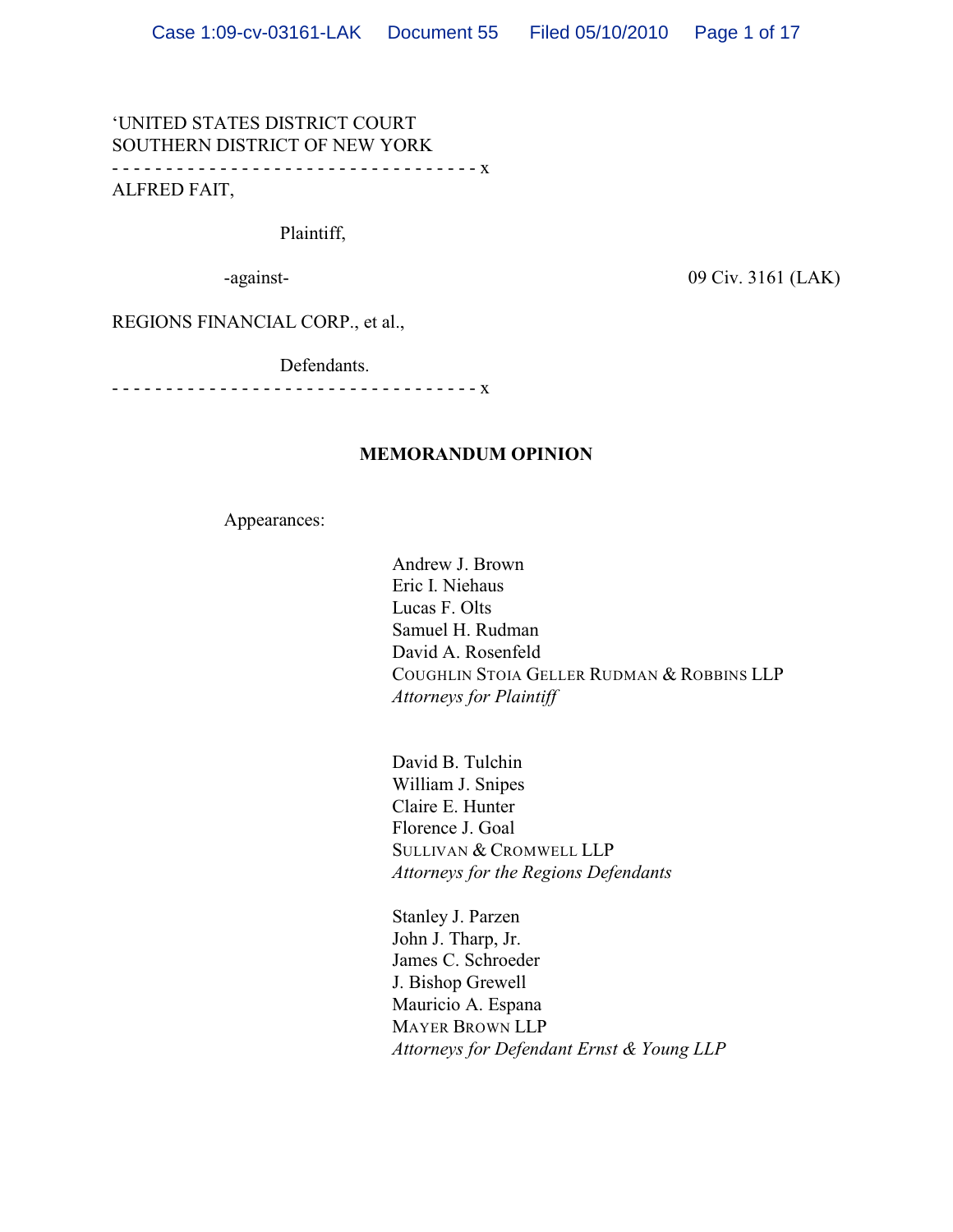‘UNITED STATES DISTRICT COURT
SOUTHERN DISTRICT OF NEW YORK

- - - - - - - - - - - - - - - - - - - - - - - - - - - - - - - - - - x

ALFRED FAIT,

Plaintiff,

-against- 09 Civ. 3161 (LAK)

REGIONS FINANCIAL CORP., et al.,

Defendants.

- - - - - - - - - - - - - - - - - - - - - - - - - - - - - - - - - - x

**MEMORANDUM OPINION**

Appearances:

Andrew J. Brown
Eric I. Niehaus
Lucas F. Olts
Samuel H. Rudman
David A. Rosenfeld
COUGHLIN STOIA GELLER RUDMAN & ROBBINS LLP
*Attorneys for Plaintiff*

David B. Tulchin
William J. Snipes
Claire E. Hunter
Florence J. Goal
SULLIVAN & CROMWELL LLP
*Attorneys for the Regions Defendants*

Stanley J. Parzen
John J. Tharp, Jr.
James C. Schroeder
J. Bishop Grewell
Mauricio A. Espana
MAYER BROWN LLP
*Attorneys for Defendant Ernst & Young LLP*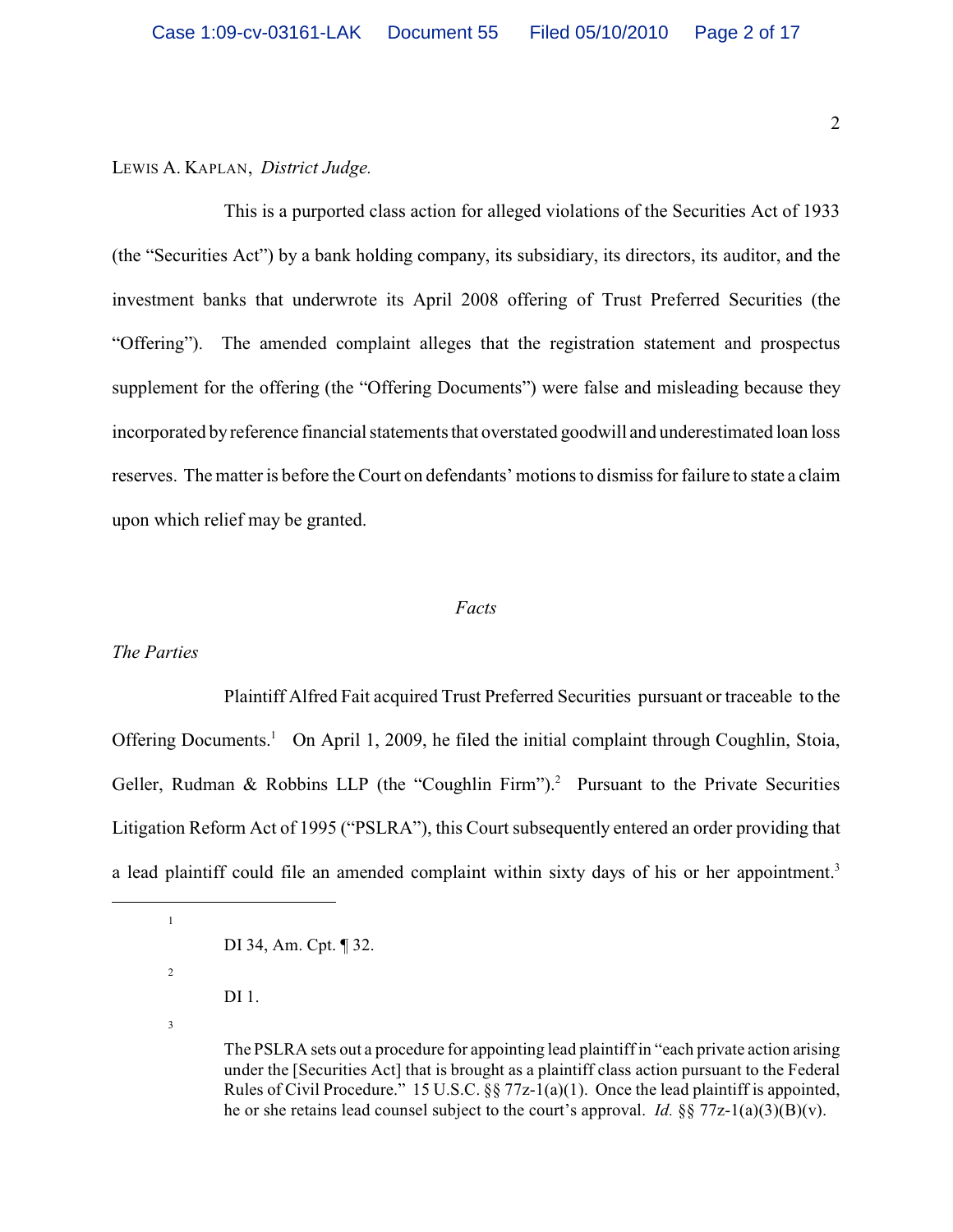LEWIS A. KAPLAN, *District Judge.*

This is a purported class action for alleged violations of the Securities Act of 1933 (the "Securities Act") by a bank holding company, its subsidiary, its directors, its auditor, and the investment banks that underwrote its April 2008 offering of Trust Preferred Securities (the "Offering"). The amended complaint alleges that the registration statement and prospectus supplement for the offering (the "Offering Documents") were false and misleading because they incorporated by reference financial statements that overstated goodwill and underestimated loan loss reserves. The matter is before the Court on defendants' motions to dismiss for failure to state a claim upon which relief may be granted.

## *Facts*

### *The Parties*

Plaintiff Alfred Fait acquired Trust Preferred Securities pursuant or traceable to the Offering Documents.[1] On April 1, 2009, he filed the initial complaint through Coughlin, Stoia, Geller, Rudman & Robbins LLP (the "Coughlin Firm").[2] Pursuant to the Private Securities Litigation Reform Act of 1995 ("PSLRA"), this Court subsequently entered an order providing that a lead plaintiff could file an amended complaint within sixty days of his or her appointment.[3]

---

[1] DI 34, Am. Cpt. ¶ 32.

[2] DI 1.

[3] The PSLRA sets out a procedure for appointing lead plaintiff in "each private action arising under the [Securities Act] that is brought as a plaintiff class action pursuant to the Federal Rules of Civil Procedure." 15 U.S.C. §§ 77z-1(a)(1). Once the lead plaintiff is appointed, he or she retains lead counsel subject to the court's approval. *Id.* §§ 77z-1(a)(3)(B)(v).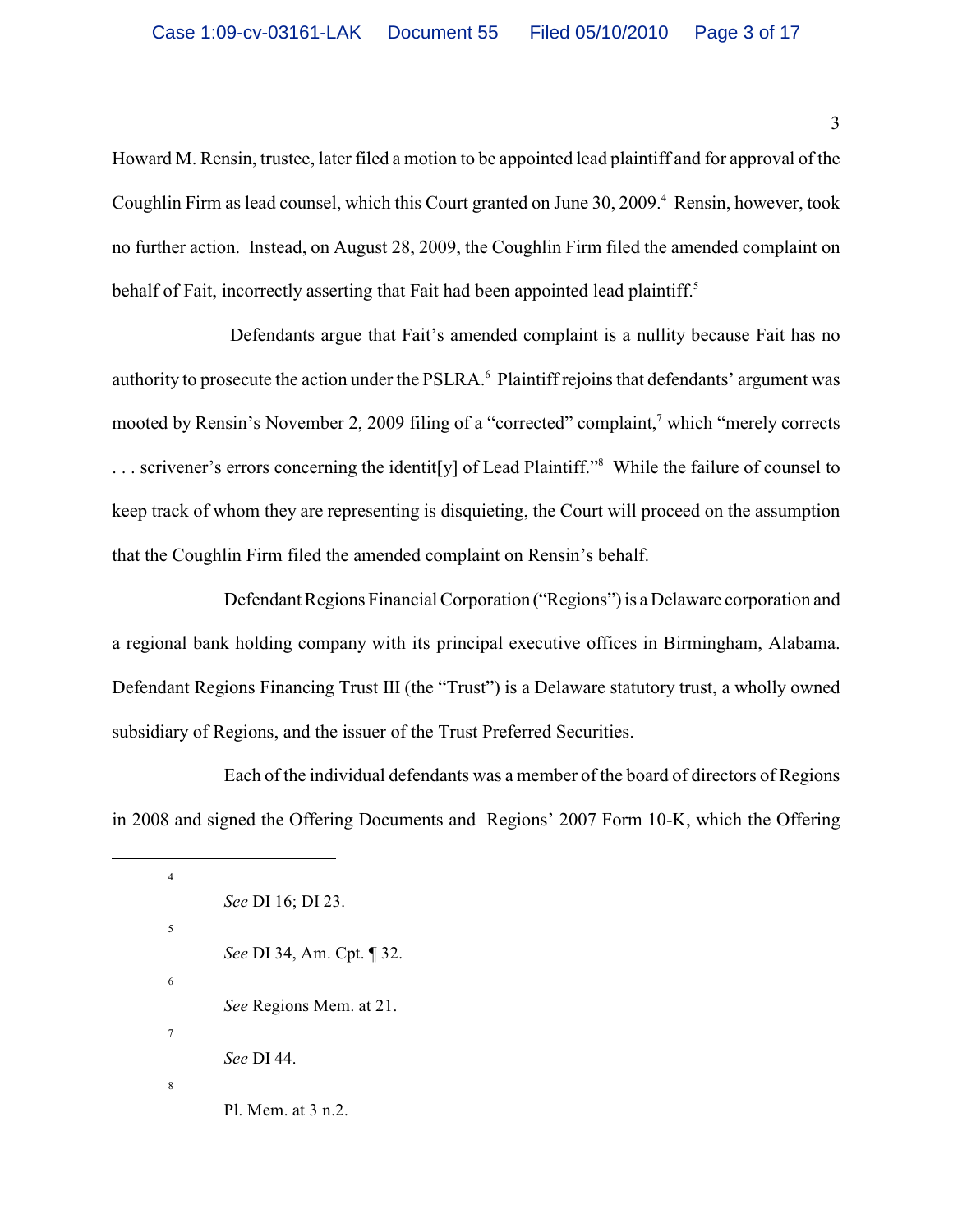Howard M. Rensin, trustee, later filed a motion to be appointed lead plaintiff and for approval of the Coughlin Firm as lead counsel, which this Court granted on June 30, 2009.[4] Rensin, however, took no further action. Instead, on August 28, 2009, the Coughlin Firm filed the amended complaint on behalf of Fait, incorrectly asserting that Fait had been appointed lead plaintiff.[5]

Defendants argue that Fait's amended complaint is a nullity because Fait has no authority to prosecute the action under the PSLRA.[6] Plaintiff rejoins that defendants' argument was mooted by Rensin's November 2, 2009 filing of a "corrected" complaint,[7] which "merely corrects . . . scrivener's errors concerning the identit[y] of Lead Plaintiff."[8] While the failure of counsel to keep track of whom they are representing is disquieting, the Court will proceed on the assumption that the Coughlin Firm filed the amended complaint on Rensin's behalf.

Defendant Regions Financial Corporation ("Regions") is a Delaware corporation and a regional bank holding company with its principal executive offices in Birmingham, Alabama. Defendant Regions Financing Trust III (the "Trust") is a Delaware statutory trust, a wholly owned subsidiary of Regions, and the issuer of the Trust Preferred Securities.

Each of the individual defendants was a member of the board of directors of Regions in 2008 and signed the Offering Documents and Regions' 2007 Form 10-K, which the Offering

---

[4] *See* DI 16; DI 23.

[5] *See* DI 34, Am. Cpt. ¶ 32.

[6] *See* Regions Mem. at 21.

[7] *See* DI 44.

[8] Pl. Mem. at 3 n.2.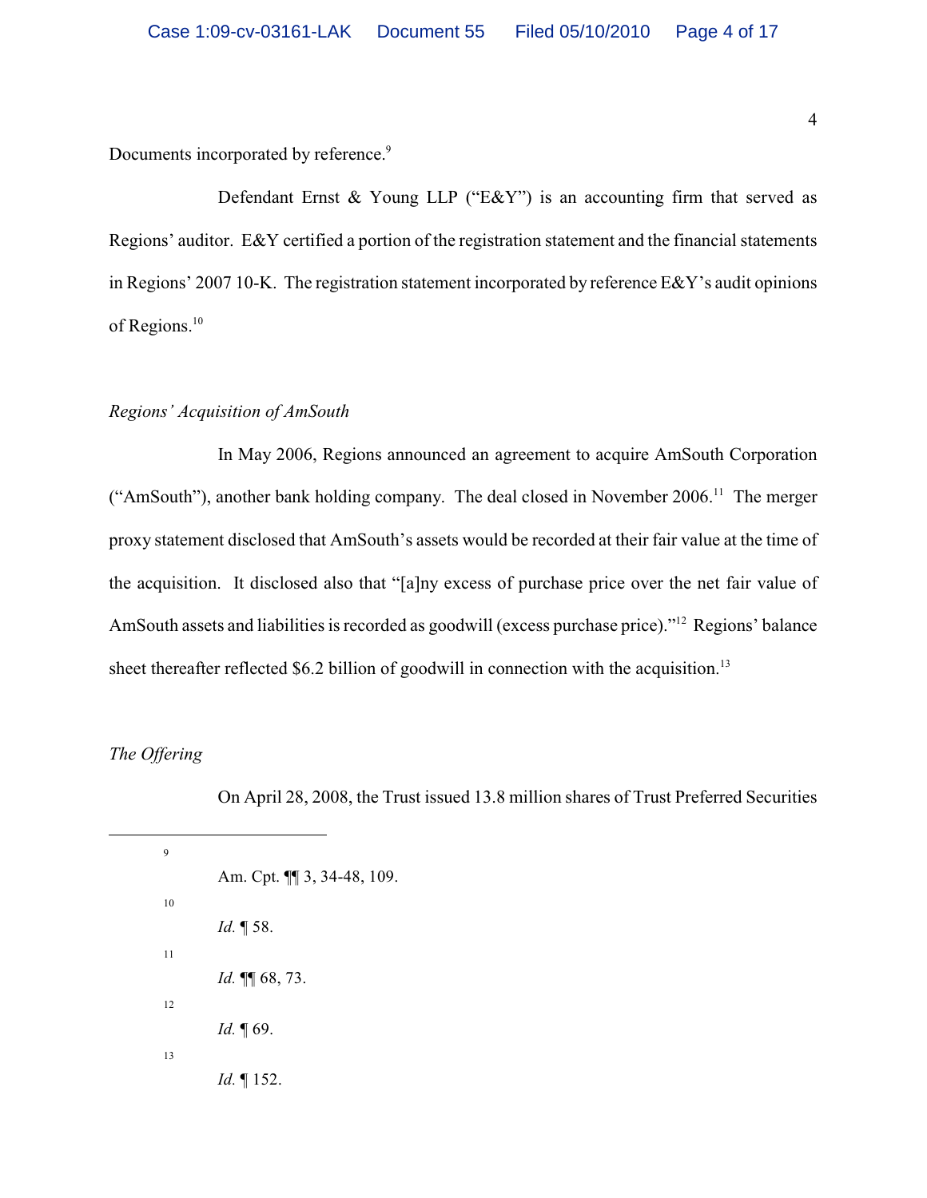Documents incorporated by reference.[9]

Defendant Ernst & Young LLP ("E&Y") is an accounting firm that served as Regions' auditor. E&Y certified a portion of the registration statement and the financial statements in Regions' 2007 10-K. The registration statement incorporated by reference E&Y's audit opinions of Regions.[10]

*Regions' Acquisition of AmSouth*

In May 2006, Regions announced an agreement to acquire AmSouth Corporation ("AmSouth"), another bank holding company. The deal closed in November 2006.[11] The merger proxy statement disclosed that AmSouth's assets would be recorded at their fair value at the time of the acquisition. It disclosed also that "[a]ny excess of purchase price over the net fair value of AmSouth assets and liabilities is recorded as goodwill (excess purchase price)."[12] Regions' balance sheet thereafter reflected $6.2 billion of goodwill in connection with the acquisition.[13]

*The Offering*

On April 28, 2008, the Trust issued 13.8 million shares of Trust Preferred Securities

---

[9] Am. Cpt. ¶¶ 3, 34-48, 109.

[10] *Id.* ¶ 58.

[11] *Id.* ¶¶ 68, 73.

[12] *Id.* ¶ 69.

[13] *Id.* ¶ 152.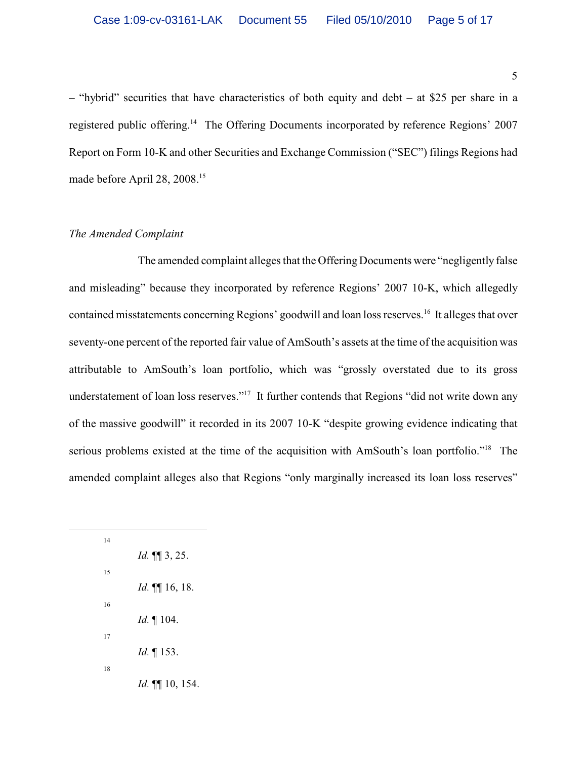– "hybrid" securities that have characteristics of both equity and debt – at $25 per share in a registered public offering.[14] The Offering Documents incorporated by reference Regions' 2007 Report on Form 10-K and other Securities and Exchange Commission ("SEC") filings Regions had made before April 28, 2008.[15]

*The Amended Complaint*

The amended complaint alleges that the Offering Documents were "negligently false and misleading" because they incorporated by reference Regions' 2007 10-K, which allegedly contained misstatements concerning Regions' goodwill and loan loss reserves.[16] It alleges that over seventy-one percent of the reported fair value of AmSouth's assets at the time of the acquisition was attributable to AmSouth's loan portfolio, which was "grossly overstated due to its gross understatement of loan loss reserves."[17] It further contends that Regions "did not write down any of the massive goodwill" it recorded in its 2007 10-K "despite growing evidence indicating that serious problems existed at the time of the acquisition with AmSouth's loan portfolio."[18] The amended complaint alleges also that Regions "only marginally increased its loan loss reserves"

---

[14] *Id.* ¶¶ 3, 25.

[15] *Id.* ¶¶ 16, 18.

[16] *Id.* ¶ 104.

[17] *Id.* ¶ 153.

[18] *Id.* ¶¶ 10, 154.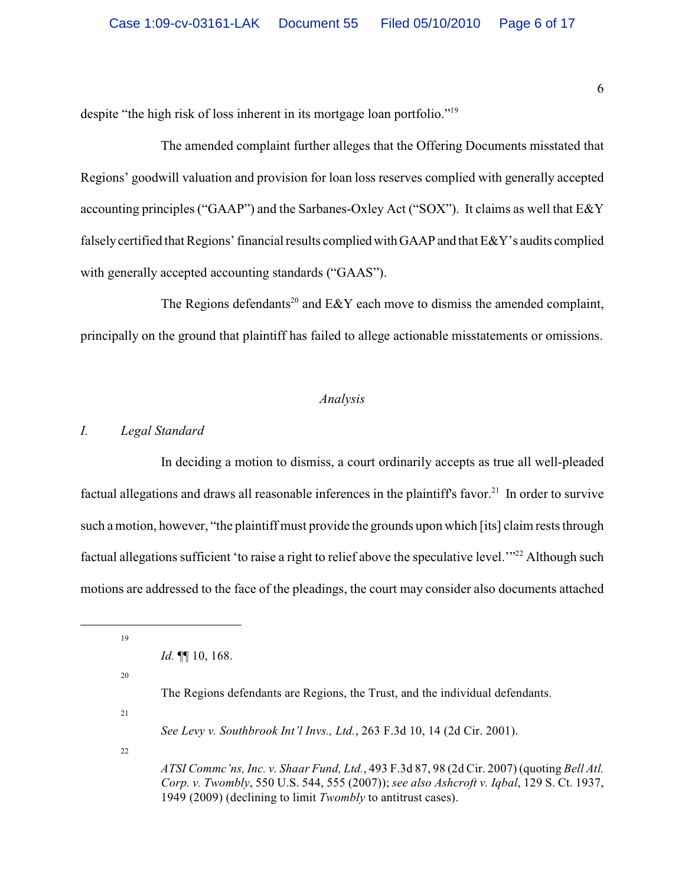despite "the high risk of loss inherent in its mortgage loan portfolio."[19]

The amended complaint further alleges that the Offering Documents misstated that Regions' goodwill valuation and provision for loan loss reserves complied with generally accepted accounting principles ("GAAP") and the Sarbanes-Oxley Act ("SOX"). It claims as well that E&Y falsely certified that Regions' financial results complied with GAAP and that E&Y's audits complied with generally accepted accounting standards ("GAAS").

The Regions defendants[20] and E&Y each move to dismiss the amended complaint, principally on the ground that plaintiff has failed to allege actionable misstatements or omissions.

*Analysis*

## *I. Legal Standard*

In deciding a motion to dismiss, a court ordinarily accepts as true all well-pleaded factual allegations and draws all reasonable inferences in the plaintiff's favor.[21] In order to survive such a motion, however, "the plaintiff must provide the grounds upon which [its] claim rests through factual allegations sufficient 'to raise a right to relief above the speculative level.'"[22] Although such motions are addressed to the face of the pleadings, the court may consider also documents attached

---

[19] *Id.* ¶¶ 10, 168.

[20] The Regions defendants are Regions, the Trust, and the individual defendants.

[21] *See Levy v. Southbrook Int'l Invs., Ltd.*, 263 F.3d 10, 14 (2d Cir. 2001).

[22] *ATSI Commc'ns, Inc. v. Shaar Fund, Ltd.*, 493 F.3d 87, 98 (2d Cir. 2007) (quoting *Bell Atl. Corp. v. Twombly*, 550 U.S. 544, 555 (2007)); *see also Ashcroft v. Iqbal*, 129 S. Ct. 1937, 1949 (2009) (declining to limit *Twombly* to antitrust cases).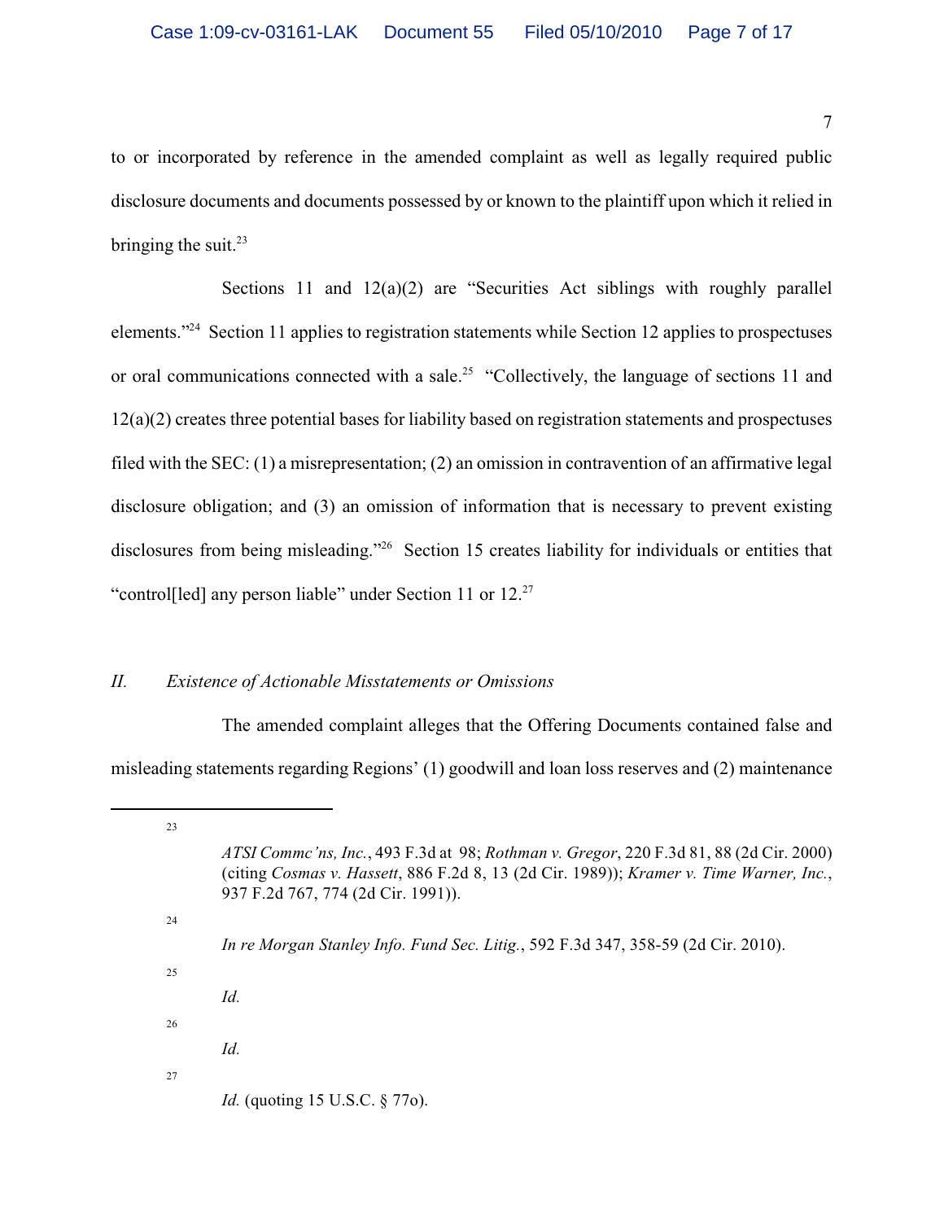to or incorporated by reference in the amended complaint as well as legally required public disclosure documents and documents possessed by or known to the plaintiff upon which it relied in bringing the suit.[23]

Sections 11 and 12(a)(2) are "Securities Act siblings with roughly parallel elements."[24] Section 11 applies to registration statements while Section 12 applies to prospectuses or oral communications connected with a sale.[25] "Collectively, the language of sections 11 and 12(a)(2) creates three potential bases for liability based on registration statements and prospectuses filed with the SEC: (1) a misrepresentation; (2) an omission in contravention of an affirmative legal disclosure obligation; and (3) an omission of information that is necessary to prevent existing disclosures from being misleading."[26] Section 15 creates liability for individuals or entities that "control[led] any person liable" under Section 11 or 12.[27]

### *II. Existence of Actionable Misstatements or Omissions*

The amended complaint alleges that the Offering Documents contained false and misleading statements regarding Regions' (1) goodwill and loan loss reserves and (2) maintenance

---

[23] *ATSI Commc'ns, Inc.*, 493 F.3d at 98; *Rothman v. Gregor*, 220 F.3d 81, 88 (2d Cir. 2000) (citing *Cosmas v. Hassett*, 886 F.2d 8, 13 (2d Cir. 1989)); *Kramer v. Time Warner, Inc.*, 937 F.2d 767, 774 (2d Cir. 1991)).

[24] *In re Morgan Stanley Info. Fund Sec. Litig.*, 592 F.3d 347, 358-59 (2d Cir. 2010).

[25] *Id.*

[26] *Id.*

[27] *Id.* (quoting 15 U.S.C. § 77o).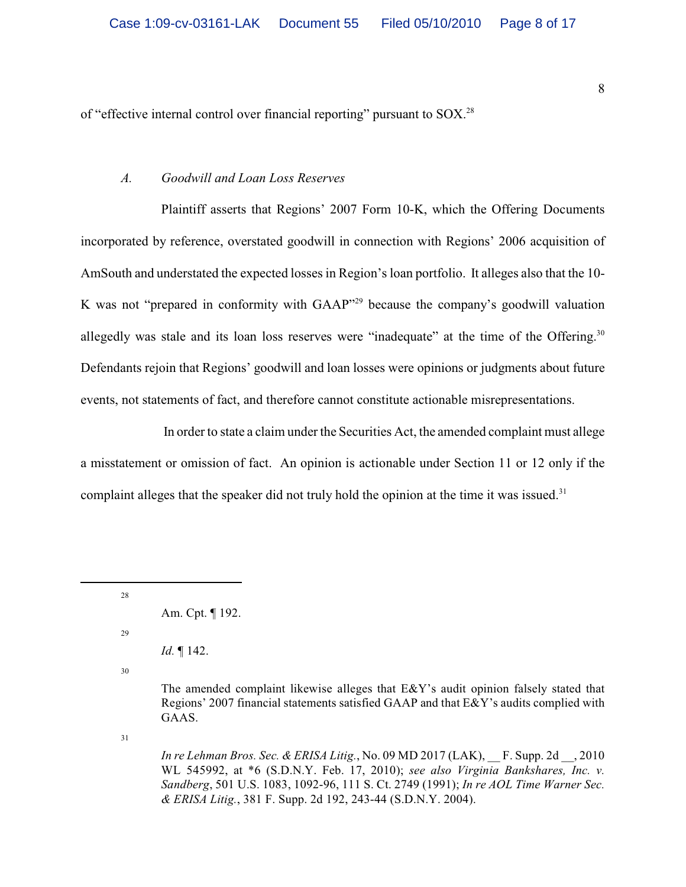of "effective internal control over financial reporting" pursuant to SOX.[28]

### *A. Goodwill and Loan Loss Reserves*

Plaintiff asserts that Regions' 2007 Form 10-K, which the Offering Documents incorporated by reference, overstated goodwill in connection with Regions' 2006 acquisition of AmSouth and understated the expected losses in Region's loan portfolio. It alleges also that the 10-K was not "prepared in conformity with GAAP"[29] because the company's goodwill valuation allegedly was stale and its loan loss reserves were "inadequate" at the time of the Offering.[30] Defendants rejoin that Regions' goodwill and loan losses were opinions or judgments about future events, not statements of fact, and therefore cannot constitute actionable misrepresentations.

In order to state a claim under the Securities Act, the amended complaint must allege a misstatement or omission of fact. An opinion is actionable under Section 11 or 12 only if the complaint alleges that the speaker did not truly hold the opinion at the time it was issued.[31]

---

[28] Am. Cpt. ¶ 192.

[29] *Id.* ¶ 142.

[30] The amended complaint likewise alleges that E&Y's audit opinion falsely stated that Regions' 2007 financial statements satisfied GAAP and that E&Y's audits complied with GAAS.

[31] *In re Lehman Bros. Sec. & ERISA Litig.*, No. 09 MD 2017 (LAK), __ F. Supp. 2d __, 2010 WL 545992, at *6 (S.D.N.Y. Feb. 17, 2010); *see also Virginia Bankshares, Inc. v. Sandberg*, 501 U.S. 1083, 1092-96, 111 S. Ct. 2749 (1991); *In re AOL Time Warner Sec. & ERISA Litig.*, 381 F. Supp. 2d 192, 243-44 (S.D.N.Y. 2004).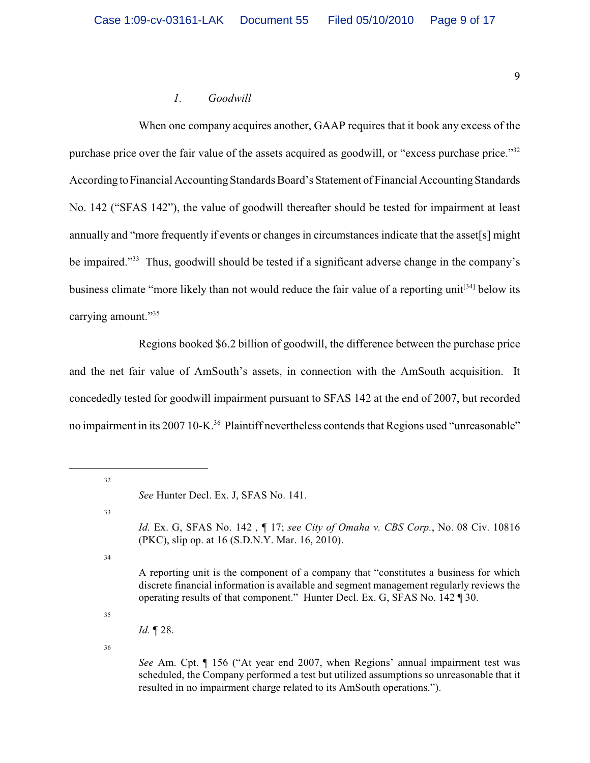### *1. Goodwill*

When one company acquires another, GAAP requires that it book any excess of the purchase price over the fair value of the assets acquired as goodwill, or "excess purchase price."[32] According to Financial Accounting Standards Board's Statement of Financial Accounting Standards No. 142 ("SFAS 142"), the value of goodwill thereafter should be tested for impairment at least annually and "more frequently if events or changes in circumstances indicate that the asset[s] might be impaired."[33] Thus, goodwill should be tested if a significant adverse change in the company's business climate "more likely than not would reduce the fair value of a reporting unit[34] below its carrying amount."[35]

Regions booked $6.2 billion of goodwill, the difference between the purchase price and the net fair value of AmSouth's assets, in connection with the AmSouth acquisition. It concededly tested for goodwill impairment pursuant to SFAS 142 at the end of 2007, but recorded no impairment in its 2007 10-K.[36] Plaintiff nevertheless contends that Regions used "unreasonable"

---

[32] *See* Hunter Decl. Ex. J, SFAS No. 141.

[33] *Id.* Ex. G, SFAS No. 142 , ¶ 17; *see City of Omaha v. CBS Corp.*, No. 08 Civ. 10816 (PKC), slip op. at 16 (S.D.N.Y. Mar. 16, 2010).

[34] A reporting unit is the component of a company that "constitutes a business for which discrete financial information is available and segment management regularly reviews the operating results of that component." Hunter Decl. Ex. G, SFAS No. 142 ¶ 30.

[35] *Id.* ¶ 28.

[36] *See* Am. Cpt. ¶ 156 ("At year end 2007, when Regions' annual impairment test was scheduled, the Company performed a test but utilized assumptions so unreasonable that it resulted in no impairment charge related to its AmSouth operations.").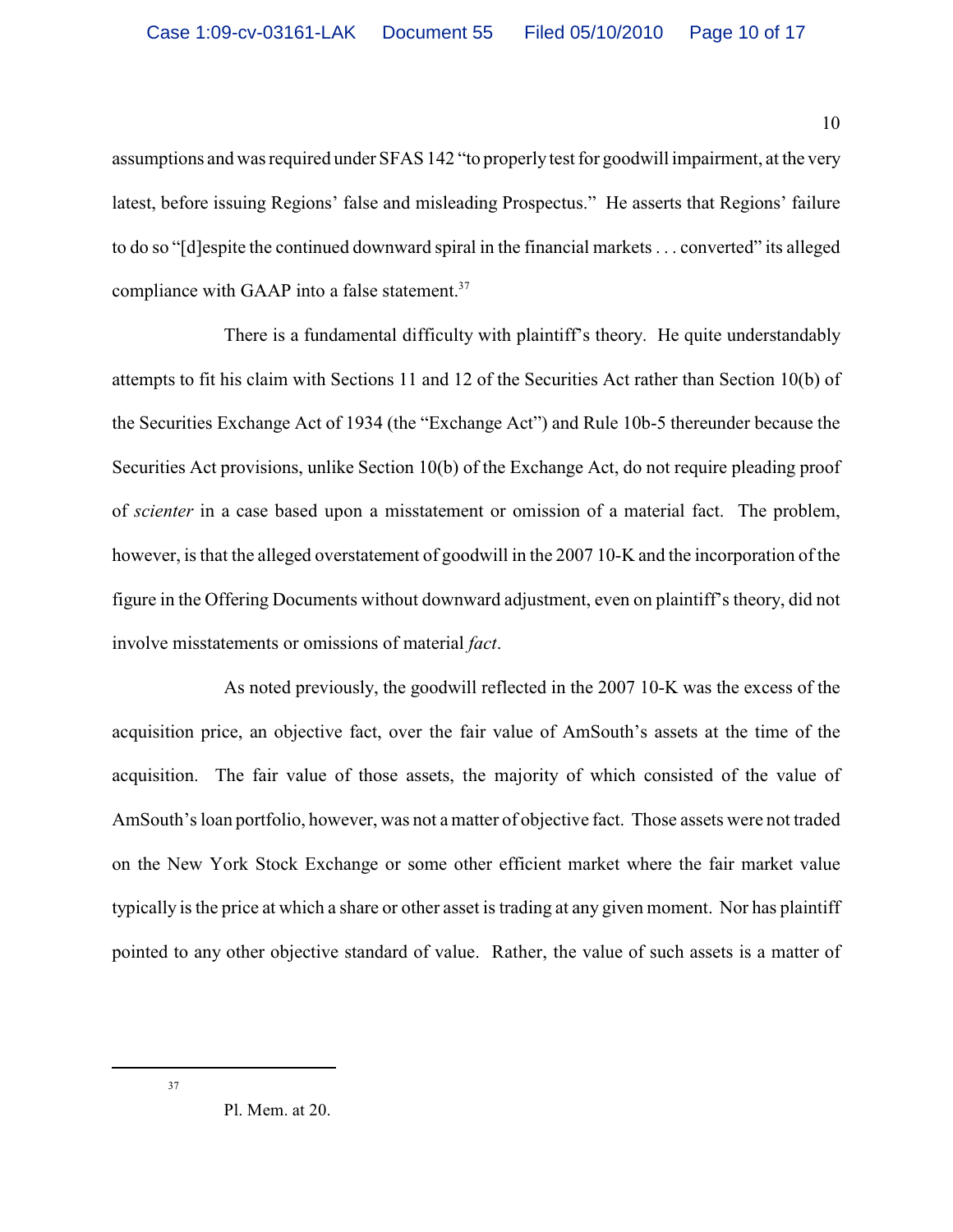assumptions and was required under SFAS 142 "to properly test for goodwill impairment, at the very latest, before issuing Regions' false and misleading Prospectus." He asserts that Regions' failure to do so "[d]espite the continued downward spiral in the financial markets . . . converted" its alleged compliance with GAAP into a false statement.[37]

There is a fundamental difficulty with plaintiff's theory. He quite understandably attempts to fit his claim with Sections 11 and 12 of the Securities Act rather than Section 10(b) of the Securities Exchange Act of 1934 (the "Exchange Act") and Rule 10b-5 thereunder because the Securities Act provisions, unlike Section 10(b) of the Exchange Act, do not require pleading proof of *scienter* in a case based upon a misstatement or omission of a material fact. The problem, however, is that the alleged overstatement of goodwill in the 2007 10-K and the incorporation of the figure in the Offering Documents without downward adjustment, even on plaintiff's theory, did not involve misstatements or omissions of material *fact*.

As noted previously, the goodwill reflected in the 2007 10-K was the excess of the acquisition price, an objective fact, over the fair value of AmSouth's assets at the time of the acquisition. The fair value of those assets, the majority of which consisted of the value of AmSouth's loan portfolio, however, was not a matter of objective fact. Those assets were not traded on the New York Stock Exchange or some other efficient market where the fair market value typically is the price at which a share or other asset is trading at any given moment. Nor has plaintiff pointed to any other objective standard of value. Rather, the value of such assets is a matter of

---

[37] Pl. Mem. at 20.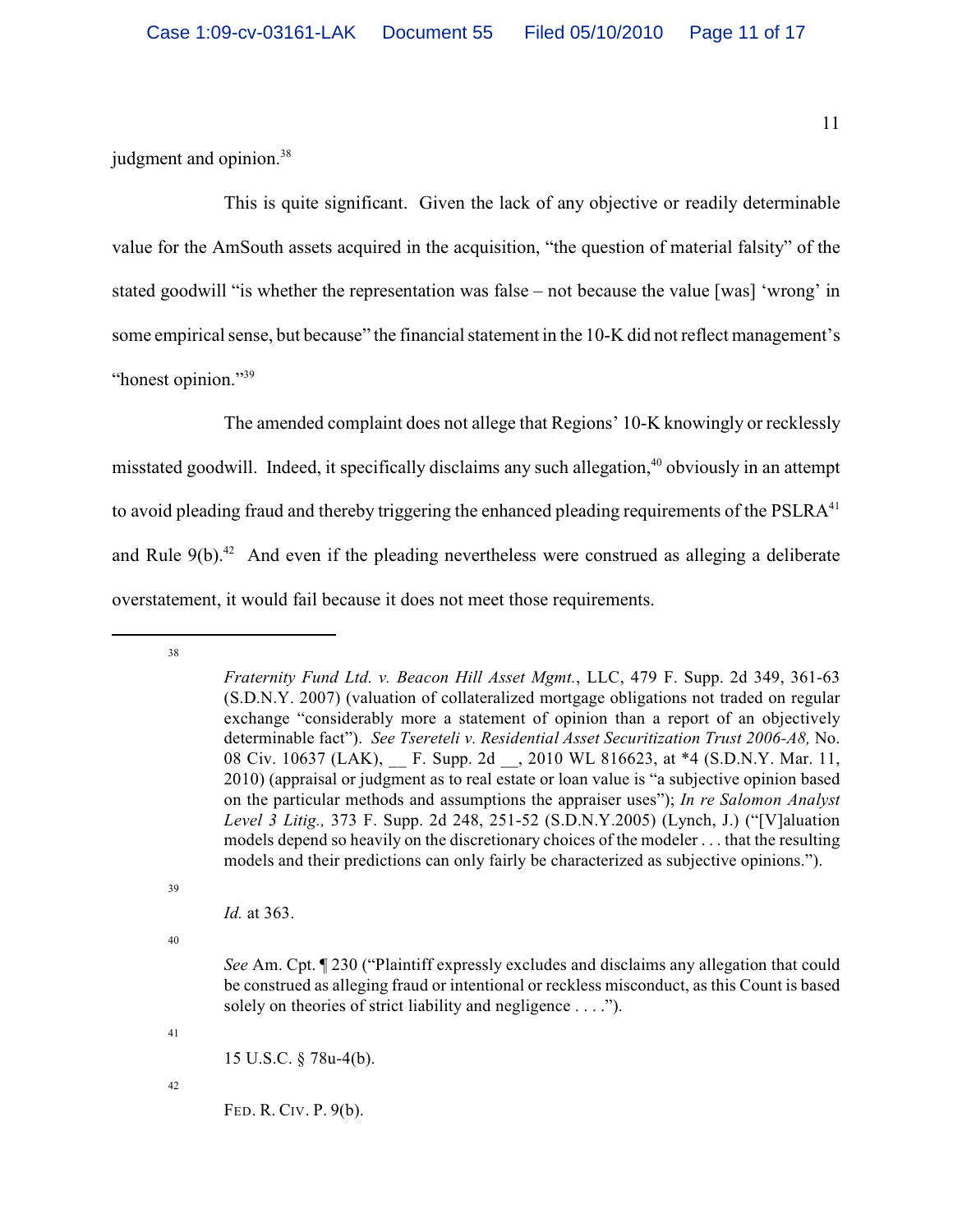judgment and opinion.[38]

This is quite significant. Given the lack of any objective or readily determinable value for the AmSouth assets acquired in the acquisition, "the question of material falsity" of the stated goodwill "is whether the representation was false – not because the value [was] 'wrong' in some empirical sense, but because" the financial statement in the 10-K did not reflect management's "honest opinion."[39]

The amended complaint does not allege that Regions' 10-K knowingly or recklessly misstated goodwill. Indeed, it specifically disclaims any such allegation,[40] obviously in an attempt to avoid pleading fraud and thereby triggering the enhanced pleading requirements of the PSLRA[41] and Rule 9(b).[42] And even if the pleading nevertheless were construed as alleging a deliberate overstatement, it would fail because it does not meet those requirements.

---

[38] *Fraternity Fund Ltd. v. Beacon Hill Asset Mgmt.*, LLC, 479 F. Supp. 2d 349, 361-63 (S.D.N.Y. 2007) (valuation of collateralized mortgage obligations not traded on regular exchange "considerably more a statement of opinion than a report of an objectively determinable fact"). *See Tsereteli v. Residential Asset Securitization Trust 2006-A8,* No. 08 Civ. 10637 (LAK), __ F. Supp. 2d __, 2010 WL 816623, at *4 (S.D.N.Y. Mar. 11, 2010) (appraisal or judgment as to real estate or loan value is "a subjective opinion based on the particular methods and assumptions the appraiser uses"); *In re Salomon Analyst Level 3 Litig.,* 373 F. Supp. 2d 248, 251-52 (S.D.N.Y.2005) (Lynch, J.) ("[V]aluation models depend so heavily on the discretionary choices of the modeler . . . that the resulting models and their predictions can only fairly be characterized as subjective opinions.").

[39] *Id.* at 363.

[40] *See* Am. Cpt. ¶ 230 ("Plaintiff expressly excludes and disclaims any allegation that could be construed as alleging fraud or intentional or reckless misconduct, as this Count is based solely on theories of strict liability and negligence . . . .").

[41] 15 U.S.C. § 78u-4(b).

[42] FED. R. CIV. P. 9(b).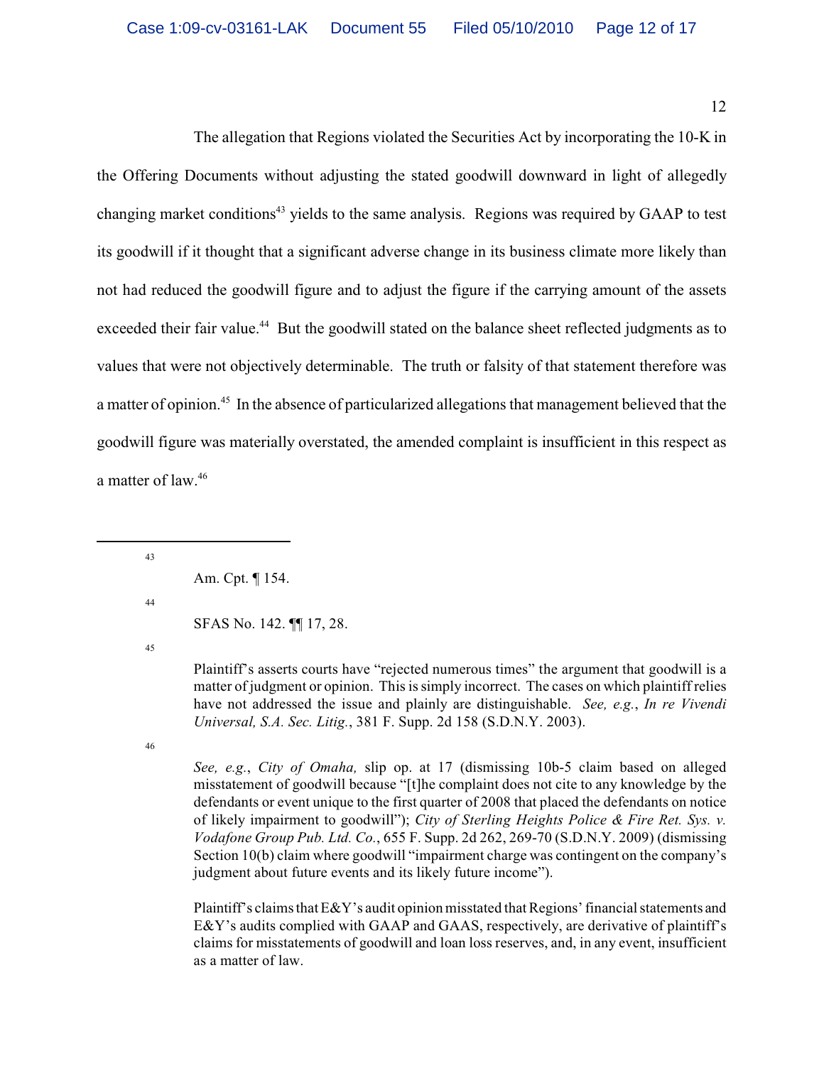The allegation that Regions violated the Securities Act by incorporating the 10-K in the Offering Documents without adjusting the stated goodwill downward in light of allegedly changing market conditions[43] yields to the same analysis. Regions was required by GAAP to test its goodwill if it thought that a significant adverse change in its business climate more likely than not had reduced the goodwill figure and to adjust the figure if the carrying amount of the assets exceeded their fair value.[44] But the goodwill stated on the balance sheet reflected judgments as to values that were not objectively determinable. The truth or falsity of that statement therefore was a matter of opinion.[45] In the absence of particularized allegations that management believed that the goodwill figure was materially overstated, the amended complaint is insufficient in this respect as a matter of law.[46]

---

[43] Am. Cpt. ¶ 154.

[44] SFAS No. 142. ¶¶ 17, 28.

[45] Plaintiff's asserts courts have "rejected numerous times" the argument that goodwill is a matter of judgment or opinion. This is simply incorrect. The cases on which plaintiff relies have not addressed the issue and plainly are distinguishable. *See, e.g.*, *In re Vivendi Universal, S.A. Sec. Litig.*, 381 F. Supp. 2d 158 (S.D.N.Y. 2003).

[46] *See, e.g.*, *City of Omaha,* slip op. at 17 (dismissing 10b-5 claim based on alleged misstatement of goodwill because "[t]he complaint does not cite to any knowledge by the defendants or event unique to the first quarter of 2008 that placed the defendants on notice of likely impairment to goodwill"); *City of Sterling Heights Police & Fire Ret. Sys. v. Vodafone Group Pub. Ltd. Co.*, 655 F. Supp. 2d 262, 269-70 (S.D.N.Y. 2009) (dismissing Section 10(b) claim where goodwill "impairment charge was contingent on the company's judgment about future events and its likely future income").

Plaintiff's claims that E&Y's audit opinion misstated that Regions' financial statements and E&Y's audits complied with GAAP and GAAS, respectively, are derivative of plaintiff's claims for misstatements of goodwill and loan loss reserves, and, in any event, insufficient as a matter of law.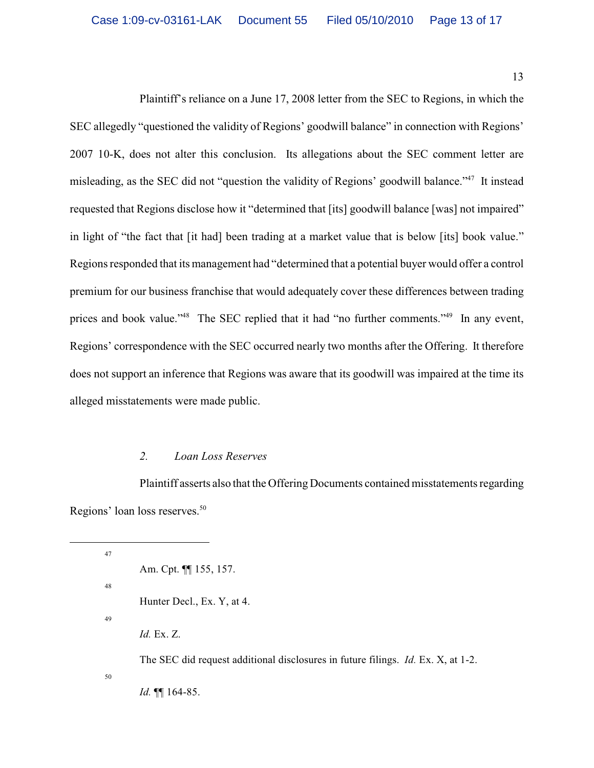Plaintiff's reliance on a June 17, 2008 letter from the SEC to Regions, in which the SEC allegedly "questioned the validity of Regions' goodwill balance" in connection with Regions' 2007 10-K, does not alter this conclusion. Its allegations about the SEC comment letter are misleading, as the SEC did not "question the validity of Regions' goodwill balance."[47] It instead requested that Regions disclose how it "determined that [its] goodwill balance [was] not impaired" in light of "the fact that [it had] been trading at a market value that is below [its] book value." Regions responded that its management had "determined that a potential buyer would offer a control premium for our business franchise that would adequately cover these differences between trading prices and book value."[48] The SEC replied that it had "no further comments."[49] In any event, Regions' correspondence with the SEC occurred nearly two months after the Offering. It therefore does not support an inference that Regions was aware that its goodwill was impaired at the time its alleged misstatements were made public.

### *2. Loan Loss Reserves*

Plaintiff asserts also that the Offering Documents contained misstatements regarding Regions' loan loss reserves.[50]

---

[47] Am. Cpt. ¶¶ 155, 157.

[48] Hunter Decl., Ex. Y, at 4.

[49] *Id.* Ex. Z.

The SEC did request additional disclosures in future filings. *Id.* Ex. X, at 1-2.

[50] *Id.* ¶¶ 164-85.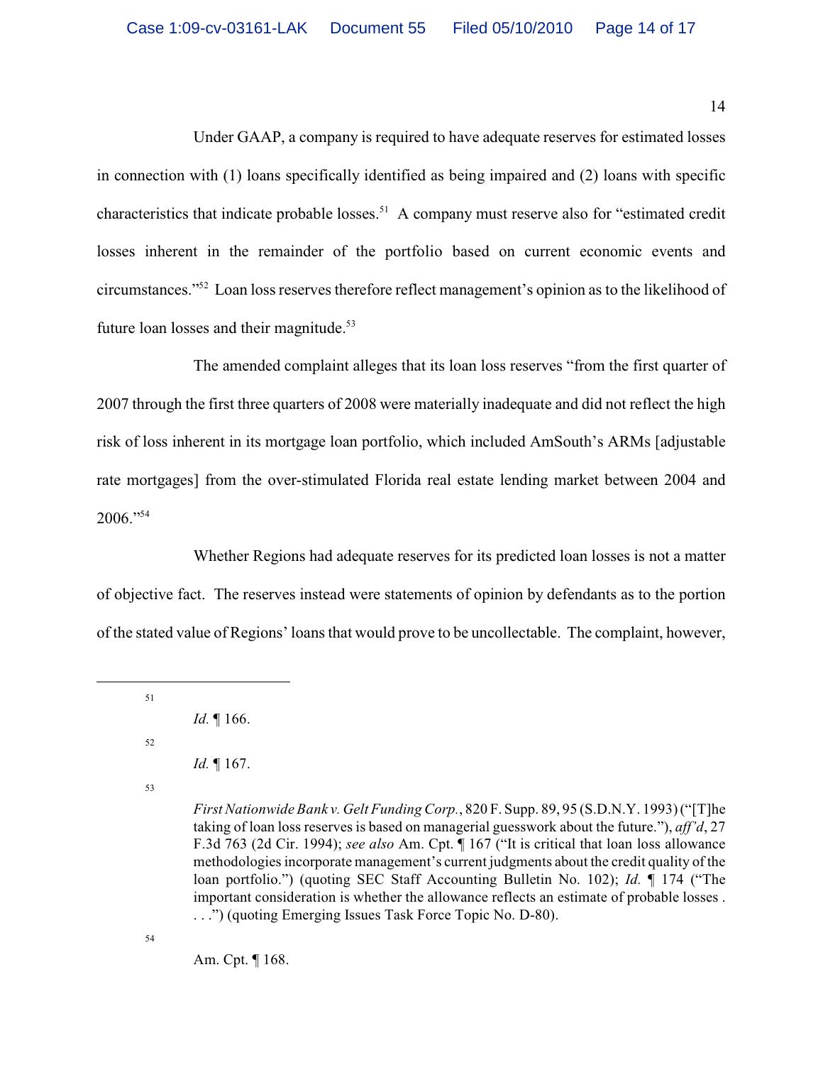Under GAAP, a company is required to have adequate reserves for estimated losses in connection with (1) loans specifically identified as being impaired and (2) loans with specific characteristics that indicate probable losses.[51] A company must reserve also for "estimated credit losses inherent in the remainder of the portfolio based on current economic events and circumstances."[52] Loan loss reserves therefore reflect management's opinion as to the likelihood of future loan losses and their magnitude.[53]

The amended complaint alleges that its loan loss reserves "from the first quarter of 2007 through the first three quarters of 2008 were materially inadequate and did not reflect the high risk of loss inherent in its mortgage loan portfolio, which included AmSouth's ARMs [adjustable rate mortgages] from the over-stimulated Florida real estate lending market between 2004 and 2006."[54]

Whether Regions had adequate reserves for its predicted loan losses is not a matter of objective fact. The reserves instead were statements of opinion by defendants as to the portion of the stated value of Regions' loans that would prove to be uncollectable. The complaint, however,

---

[51] *Id.* ¶ 166.

[52] *Id.* ¶ 167.

[53] *First Nationwide Bank v. Gelt Funding Corp.*, 820 F. Supp. 89, 95 (S.D.N.Y. 1993) ("[T]he taking of loan loss reserves is based on managerial guesswork about the future."), *aff'd*, 27 F.3d 763 (2d Cir. 1994); *see also* Am. Cpt. ¶ 167 ("It is critical that loan loss allowance methodologies incorporate management's current judgments about the credit quality of the loan portfolio.") (quoting SEC Staff Accounting Bulletin No. 102); *Id.* ¶ 174 ("The important consideration is whether the allowance reflects an estimate of probable losses . . . .") (quoting Emerging Issues Task Force Topic No. D-80).

[54] Am. Cpt. ¶ 168.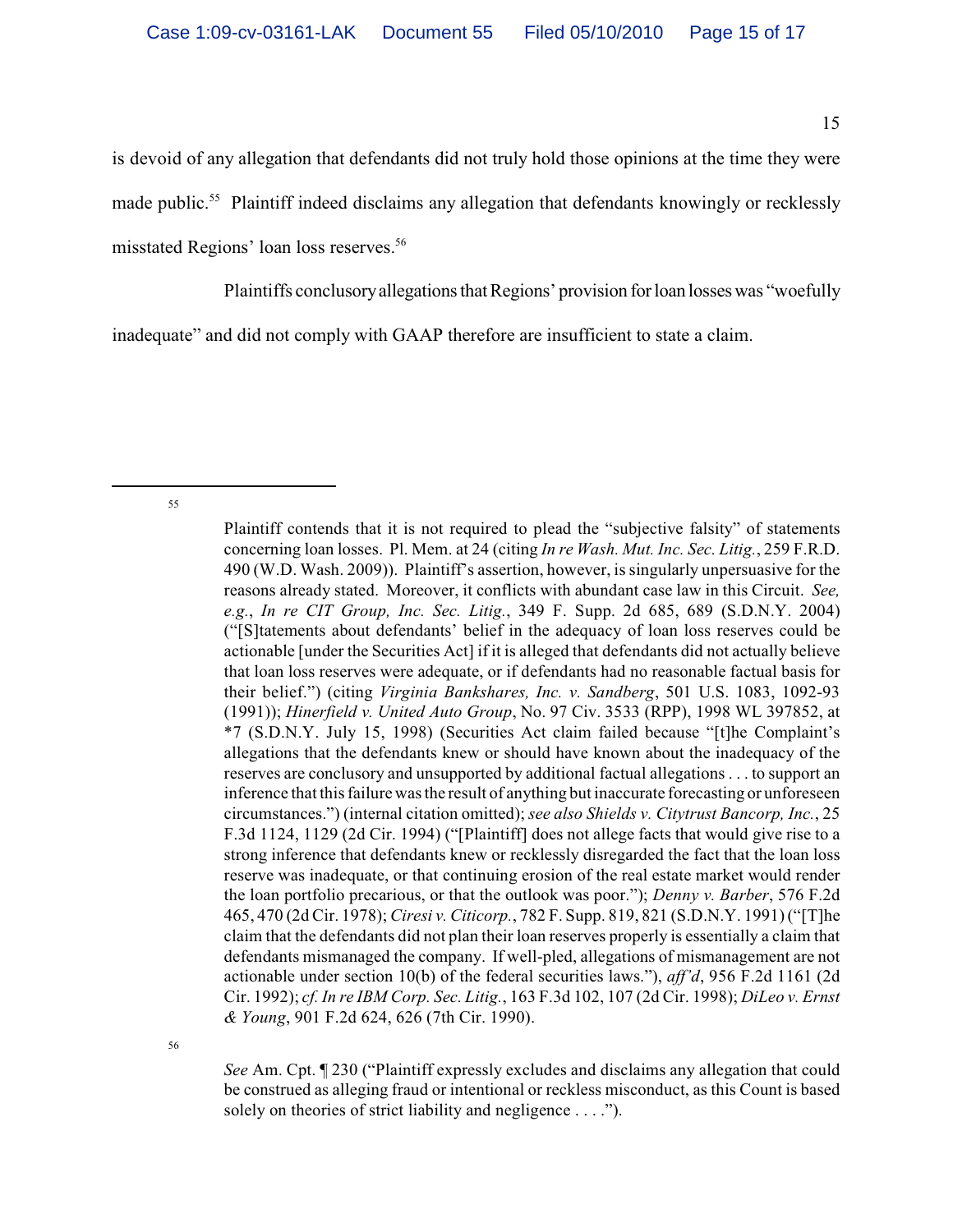is devoid of any allegation that defendants did not truly hold those opinions at the time they were made public.[55] Plaintiff indeed disclaims any allegation that defendants knowingly or recklessly misstated Regions' loan loss reserves.[56]

Plaintiffs conclusory allegations that Regions' provision for loan losses was "woefully inadequate" and did not comply with GAAP therefore are insufficient to state a claim.

---

[55] Plaintiff contends that it is not required to plead the "subjective falsity" of statements concerning loan losses. Pl. Mem. at 24 (citing *In re Wash. Mut. Inc. Sec. Litig.*, 259 F.R.D. 490 (W.D. Wash. 2009)). Plaintiff's assertion, however, is singularly unpersuasive for the reasons already stated. Moreover, it conflicts with abundant case law in this Circuit. *See, e.g.*, *In re CIT Group, Inc. Sec. Litig.*, 349 F. Supp. 2d 685, 689 (S.D.N.Y. 2004) ("[S]tatements about defendants' belief in the adequacy of loan loss reserves could be actionable [under the Securities Act] if it is alleged that defendants did not actually believe that loan loss reserves were adequate, or if defendants had no reasonable factual basis for their belief.") (citing *Virginia Bankshares, Inc. v. Sandberg*, 501 U.S. 1083, 1092-93 (1991)); *Hinerfield v. United Auto Group*, No. 97 Civ. 3533 (RPP), 1998 WL 397852, at *7 (S.D.N.Y. July 15, 1998) (Securities Act claim failed because "[t]he Complaint's allegations that the defendants knew or should have known about the inadequacy of the reserves are conclusory and unsupported by additional factual allegations . . . to support an inference that this failure was the result of anything but inaccurate forecasting or unforeseen circumstances.") (internal citation omitted); *see also Shields v. Citytrust Bancorp, Inc.*, 25 F.3d 1124, 1129 (2d Cir. 1994) ("[Plaintiff] does not allege facts that would give rise to a strong inference that defendants knew or recklessly disregarded the fact that the loan loss reserve was inadequate, or that continuing erosion of the real estate market would render the loan portfolio precarious, or that the outlook was poor."); *Denny v. Barber*, 576 F.2d 465, 470 (2d Cir. 1978); *Ciresi v. Citicorp.*, 782 F. Supp. 819, 821 (S.D.N.Y. 1991) ("[T]he claim that the defendants did not plan their loan reserves properly is essentially a claim that defendants mismanaged the company. If well-pled, allegations of mismanagement are not actionable under section 10(b) of the federal securities laws."), *aff'd*, 956 F.2d 1161 (2d Cir. 1992); *cf. In re IBM Corp. Sec. Litig.*, 163 F.3d 102, 107 (2d Cir. 1998); *DiLeo v. Ernst & Young*, 901 F.2d 624, 626 (7th Cir. 1990).

[56] *See* Am. Cpt. ¶ 230 ("Plaintiff expressly excludes and disclaims any allegation that could be construed as alleging fraud or intentional or reckless misconduct, as this Count is based solely on theories of strict liability and negligence . . . .").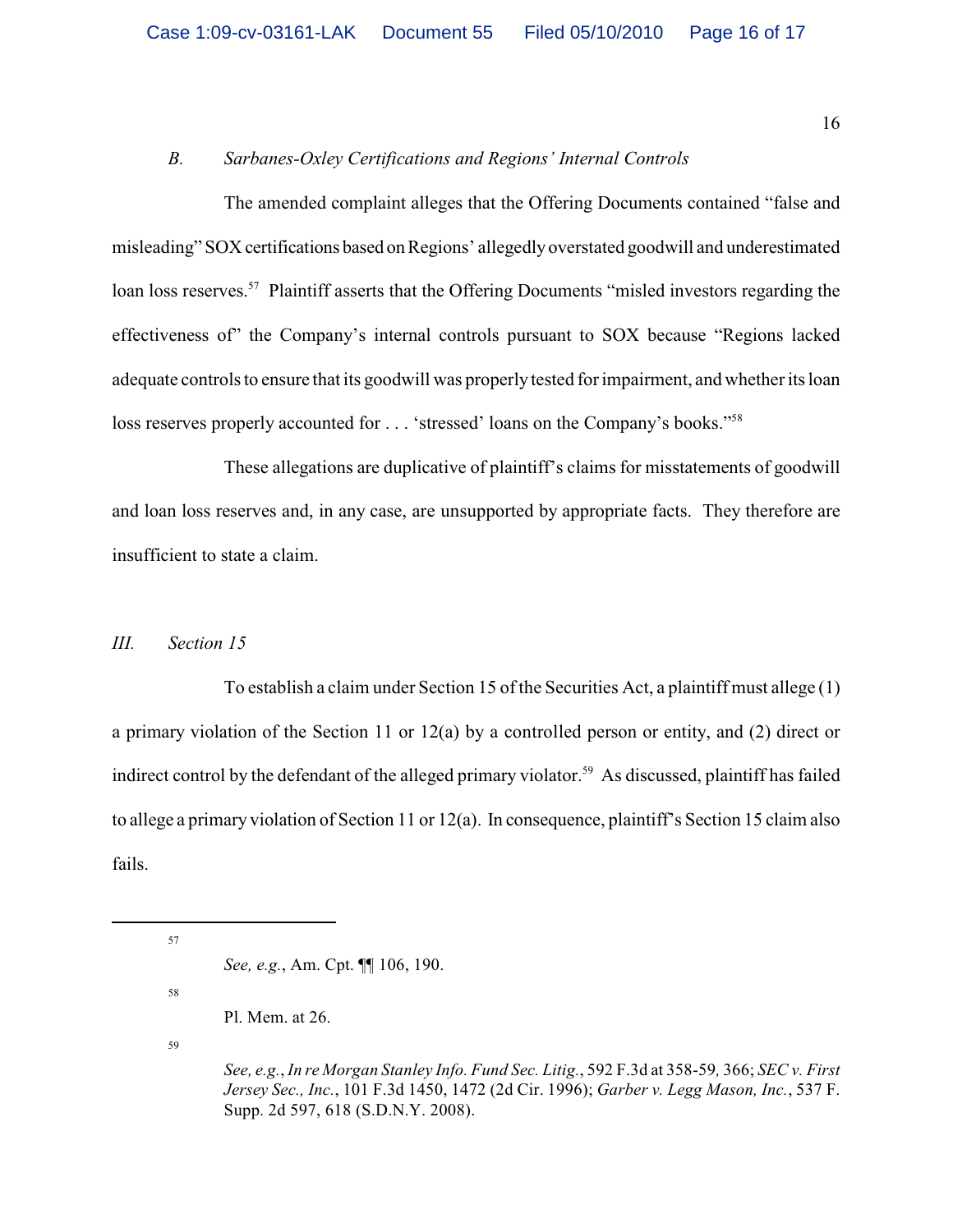### *B. Sarbanes-Oxley Certifications and Regions' Internal Controls*

The amended complaint alleges that the Offering Documents contained "false and misleading" SOX certifications based on Regions' allegedly overstated goodwill and underestimated loan loss reserves.[57] Plaintiff asserts that the Offering Documents "misled investors regarding the effectiveness of" the Company's internal controls pursuant to SOX because "Regions lacked adequate controls to ensure that its goodwill was properly tested for impairment, and whether its loan loss reserves properly accounted for . . . 'stressed' loans on the Company's books."[58]

These allegations are duplicative of plaintiff's claims for misstatements of goodwill and loan loss reserves and, in any case, are unsupported by appropriate facts. They therefore are insufficient to state a claim.

## *III. Section 15*

To establish a claim under Section 15 of the Securities Act, a plaintiff must allege (1) a primary violation of the Section 11 or 12(a) by a controlled person or entity, and (2) direct or indirect control by the defendant of the alleged primary violator.[59] As discussed, plaintiff has failed to allege a primary violation of Section 11 or 12(a). In consequence, plaintiff's Section 15 claim also fails.

---

57 *See, e.g.*, Am. Cpt. ¶¶ 106, 190.

58 Pl. Mem. at 26.

59 *See, e.g.*, *In re Morgan Stanley Info. Fund Sec. Litig.*, 592 F.3d at 358-59, 366; *SEC v. First Jersey Sec., Inc.*, 101 F.3d 1450, 1472 (2d Cir. 1996); *Garber v. Legg Mason, Inc.*, 537 F. Supp. 2d 597, 618 (S.D.N.Y. 2008).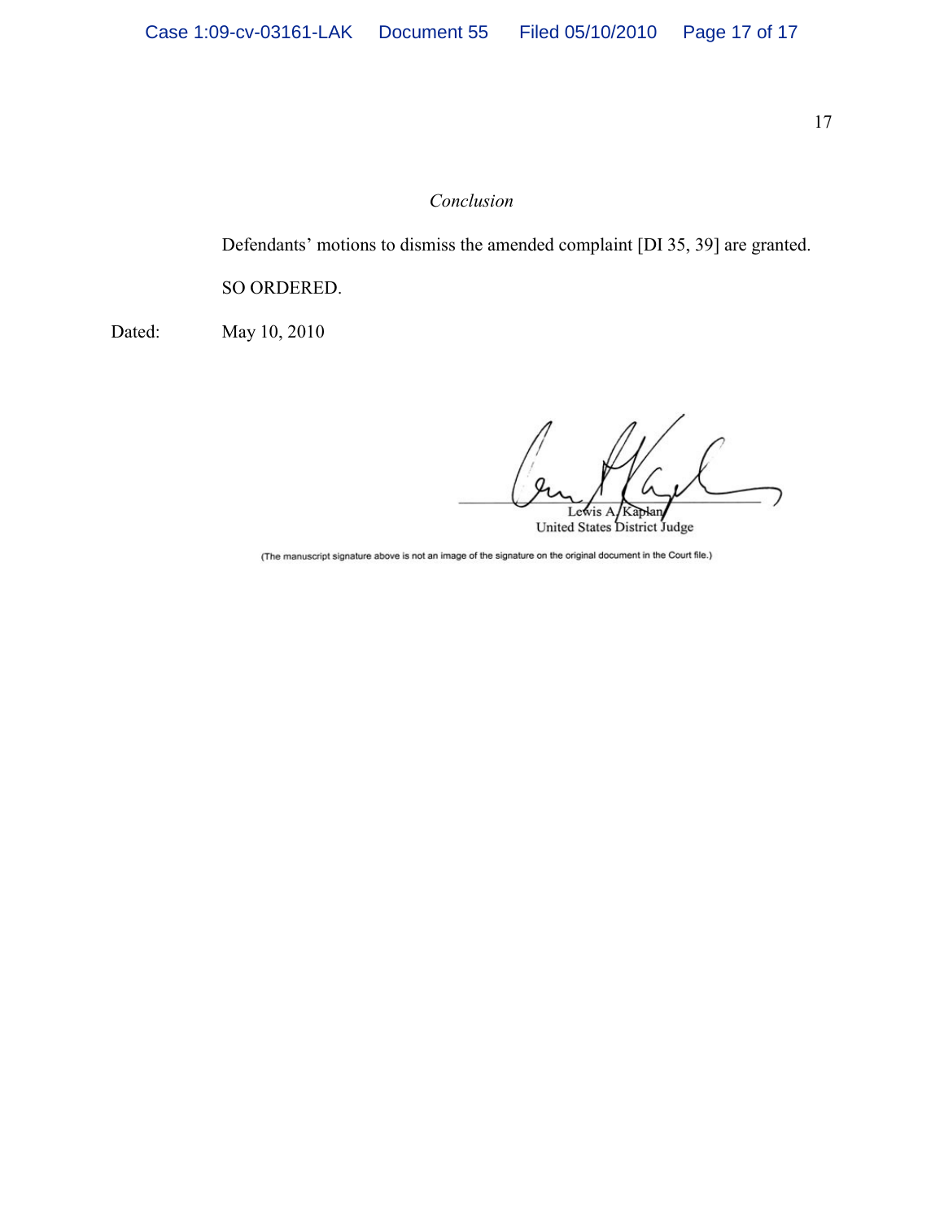*Conclusion*

Defendants' motions to dismiss the amended complaint [DI 35, 39] are granted.

SO ORDERED.

Dated: May 10, 2010

Lewis A. Kaplan
United States District Judge

(The manuscript signature above is not an image of the signature on the original document in the Court file.)